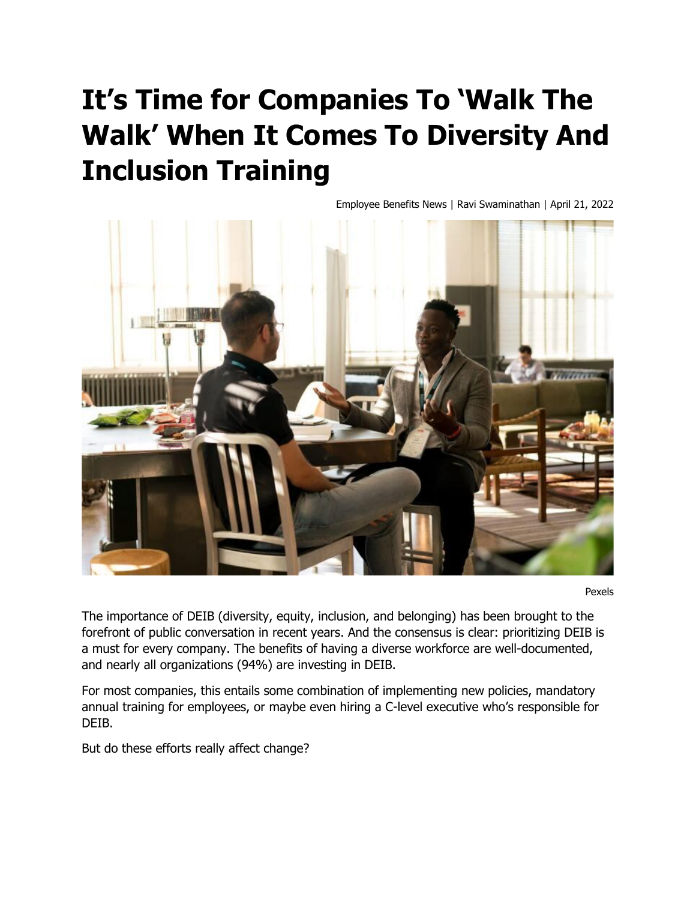# It's Time for Companies To 'Walk The Walk' When It Comes To Diversity And Inclusion Training

Employee Benefits News | Ravi Swaminathan | April 21, 2022

Pexels

The importance of DEIB (diversity, equity, inclusion, and belonging) has been brought to the forefront of public conversation in recent years. And the consensus is clear: prioritizing DEIB is a must for every company. The benefits of having a diverse workforce are well-documented, and nearly all organizations (94%) are investing in DEIB.

For most companies, this entails some combination of implementing new policies, mandatory annual training for employees, or maybe even hiring a C-level executive who's responsible for DEIB.

But do these efforts really affect change?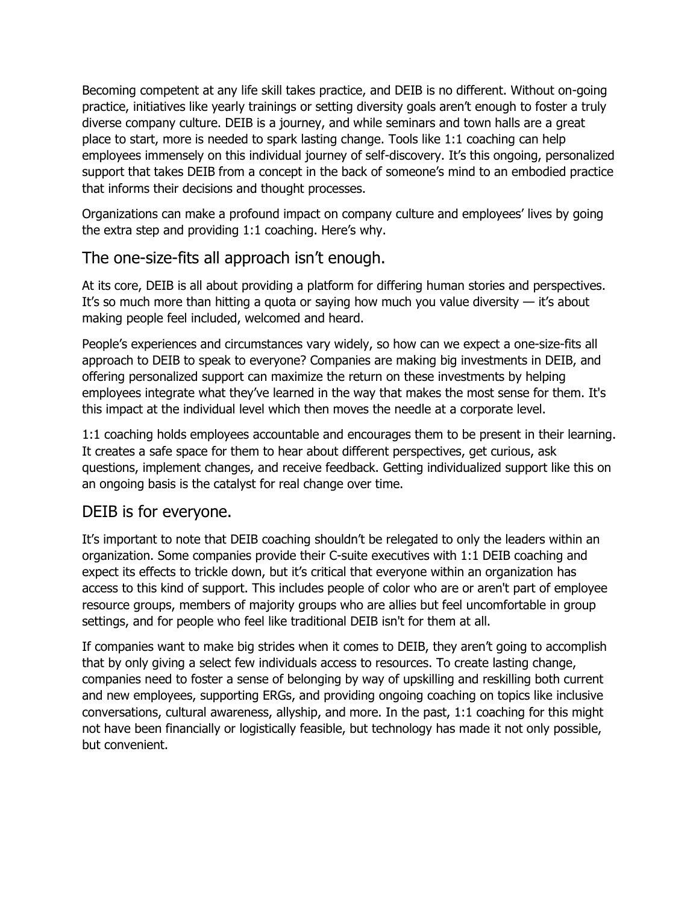Becoming competent at any life skill takes practice, and DEIB is no different. Without on-going practice, initiatives like yearly trainings or setting diversity goals aren't enough to foster a truly diverse company culture. DEIB is a journey, and while seminars and town halls are a great place to start, more is needed to spark lasting change. Tools like 1:1 coaching can help employees immensely on this individual journey of self-discovery. It's this ongoing, personalized support that takes DEIB from a concept in the back of someone's mind to an embodied practice that informs their decisions and thought processes.

Organizations can make a profound impact on company culture and employees' lives by going the extra step and providing 1:1 coaching. Here's why.

## The one-size-fits all approach isn't enough.

At its core, DEIB is all about providing a platform for differing human stories and perspectives. It's so much more than hitting a quota or saying how much you value diversity — it's about making people feel included, welcomed and heard.

People's experiences and circumstances vary widely, so how can we expect a one-size-fits all approach to DEIB to speak to everyone? Companies are making big investments in DEIB, and offering personalized support can maximize the return on these investments by helping employees integrate what they've learned in the way that makes the most sense for them. It's this impact at the individual level which then moves the needle at a corporate level.

1:1 coaching holds employees accountable and encourages them to be present in their learning. It creates a safe space for them to hear about different perspectives, get curious, ask questions, implement changes, and receive feedback. Getting individualized support like this on an ongoing basis is the catalyst for real change over time.

## DEIB is for everyone.

It's important to note that DEIB coaching shouldn't be relegated to only the leaders within an organization. Some companies provide their C-suite executives with 1:1 DEIB coaching and expect its effects to trickle down, but it's critical that everyone within an organization has access to this kind of support. This includes people of color who are or aren't part of employee resource groups, members of majority groups who are allies but feel uncomfortable in group settings, and for people who feel like traditional DEIB isn't for them at all.

If companies want to make big strides when it comes to DEIB, they aren't going to accomplish that by only giving a select few individuals access to resources. To create lasting change, companies need to foster a sense of belonging by way of upskilling and reskilling both current and new employees, supporting ERGs, and providing ongoing coaching on topics like inclusive conversations, cultural awareness, allyship, and more. In the past, 1:1 coaching for this might not have been financially or logistically feasible, but technology has made it not only possible, but convenient.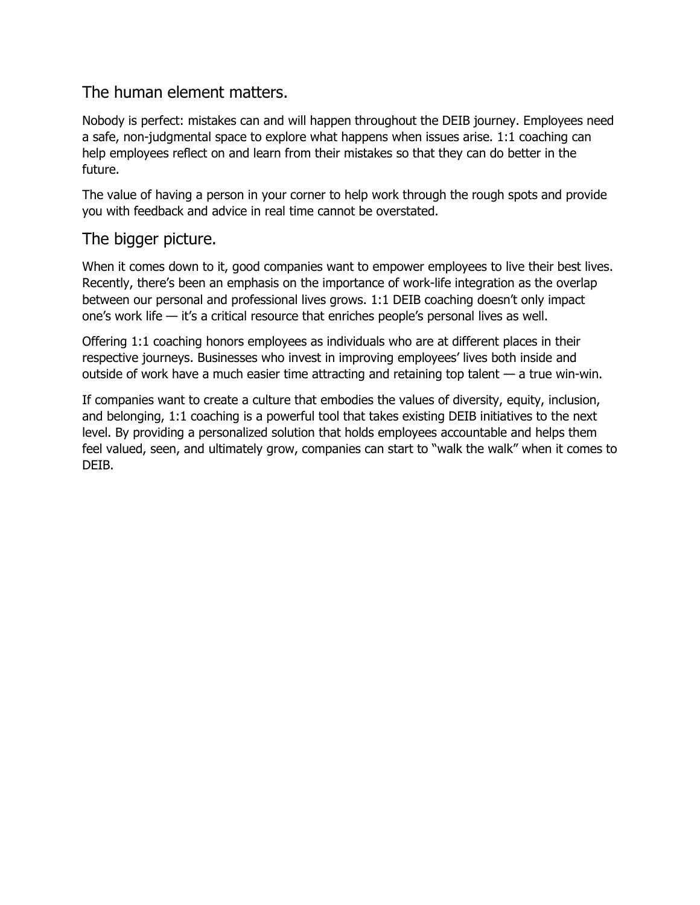## The human element matters.

Nobody is perfect: mistakes can and will happen throughout the DEIB journey. Employees need a safe, non-judgmental space to explore what happens when issues arise. 1:1 coaching can help employees reflect on and learn from their mistakes so that they can do better in the future.

The value of having a person in your corner to help work through the rough spots and provide you with feedback and advice in real time cannot be overstated.

## The bigger picture.

When it comes down to it, good companies want to empower employees to live their best lives. Recently, there's been an emphasis on the importance of work-life integration as the overlap between our personal and professional lives grows. 1:1 DEIB coaching doesn't only impact one's work life — it's a critical resource that enriches people's personal lives as well.

Offering 1:1 coaching honors employees as individuals who are at different places in their respective journeys. Businesses who invest in improving employees' lives both inside and outside of work have a much easier time attracting and retaining top talent — a true win-win.

If companies want to create a culture that embodies the values of diversity, equity, inclusion, and belonging, 1:1 coaching is a powerful tool that takes existing DEIB initiatives to the next level. By providing a personalized solution that holds employees accountable and helps them feel valued, seen, and ultimately grow, companies can start to "walk the walk" when it comes to DEIB.